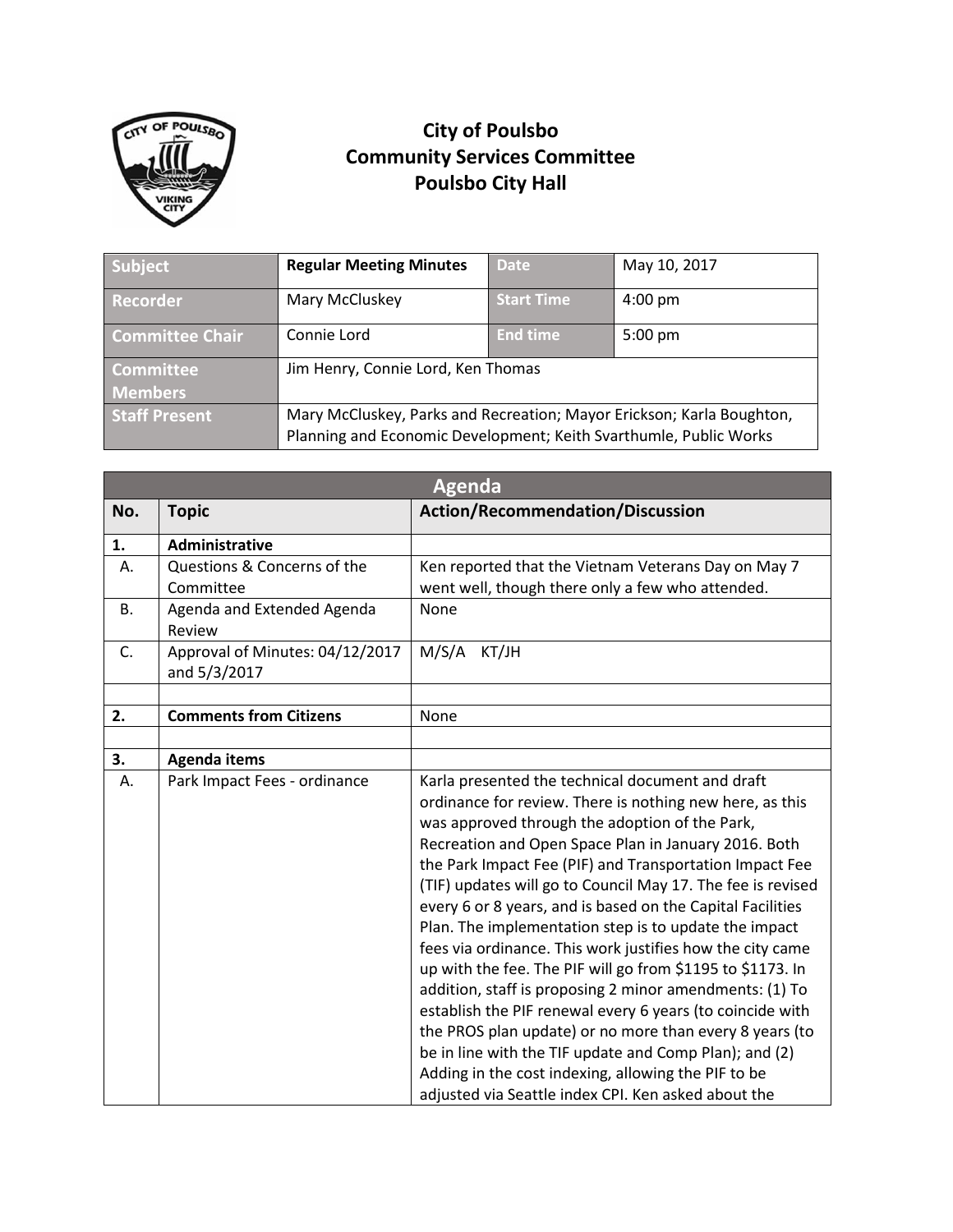# City of Poulsbo
## Community Services Committee
## Poulsbo City Hall

| Subject | **Regular Meeting Minutes** | Date | May 10, 2017 |
|---|---|---|---|
| Recorder | Mary McCluskey | Start Time | 4:00 pm |
| Committee Chair | Connie Lord | End time | 5:00 pm |
| Committee Members | Jim Henry, Connie Lord, Ken Thomas | | |
| Staff Present | Mary McCluskey, Parks and Recreation; Mayor Erickson; Karla Boughton, Planning and Economic Development; Keith Svarthumle, Public Works | | |

| Agenda | | |
|---|---|---|
| **No.** | **Topic** | **Action/Recommendation/Discussion** |
| **1.** | **Administrative** | |
| A. | Questions & Concerns of the Committee | Ken reported that the Vietnam Veterans Day on May 7 went well, though there only a few who attended. |
| B. | Agenda and Extended Agenda Review | None |
| C. | Approval of Minutes: 04/12/2017 and 5/3/2017 | M/S/A KT/JH |
| | | |
| **2.** | **Comments from Citizens** | None |
| | | |
| **3.** | **Agenda items** | |
| A. | Park Impact Fees - ordinance | Karla presented the technical document and draft ordinance for review. There is nothing new here, as this was approved through the adoption of the Park, Recreation and Open Space Plan in January 2016. Both the Park Impact Fee (PIF) and Transportation Impact Fee (TIF) updates will go to Council May 17. The fee is revised every 6 or 8 years, and is based on the Capital Facilities Plan. The implementation step is to update the impact fees via ordinance. This work justifies how the city came up with the fee. The PIF will go from $1195 to $1173. In addition, staff is proposing 2 minor amendments: (1) To establish the PIF renewal every 6 years (to coincide with the PROS plan update) or no more than every 8 years (to be in line with the TIF update and Comp Plan); and (2) Adding in the cost indexing, allowing the PIF to be adjusted via Seattle index CPI. Ken asked about the |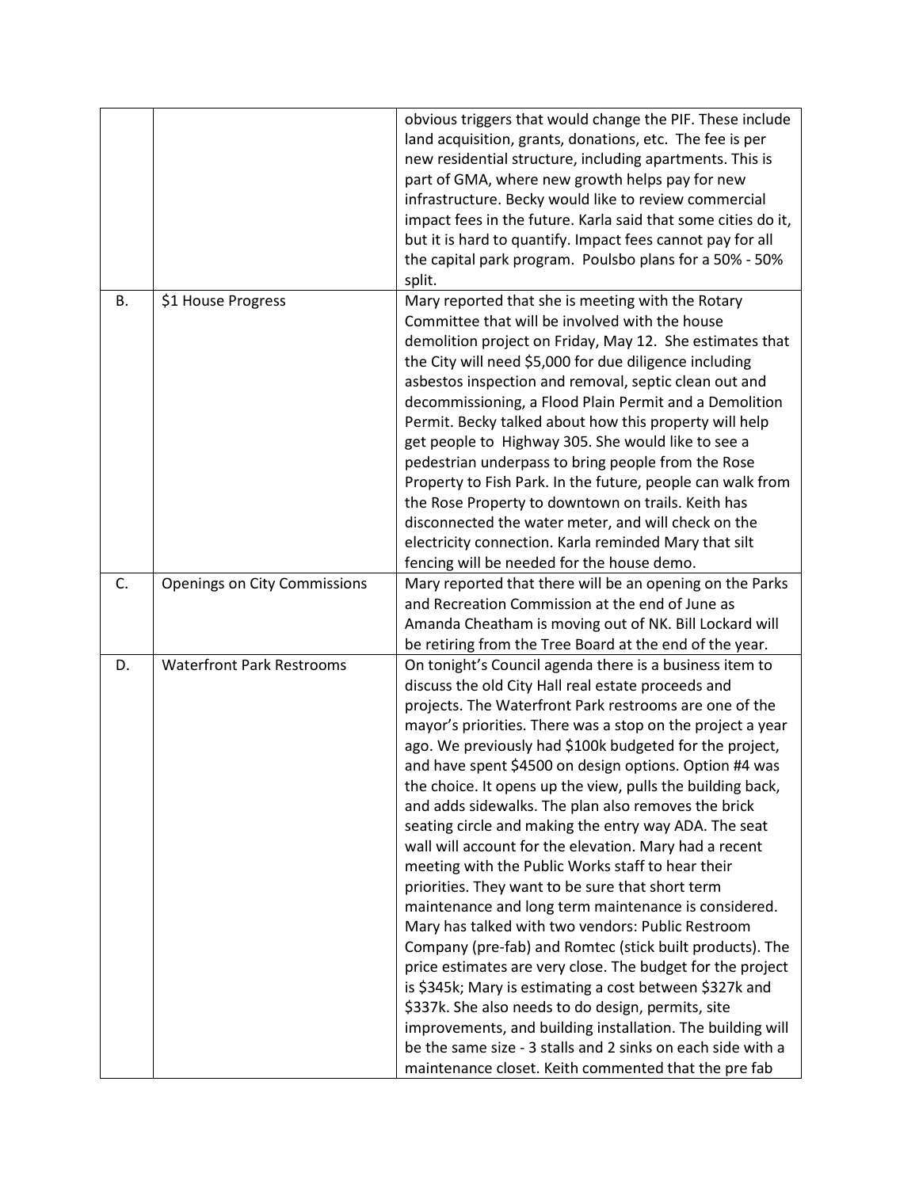| | | |
|---|---|---|
| | | obvious triggers that would change the PIF. These include land acquisition, grants, donations, etc. The fee is per new residential structure, including apartments. This is part of GMA, where new growth helps pay for new infrastructure. Becky would like to review commercial impact fees in the future. Karla said that some cities do it, but it is hard to quantify. Impact fees cannot pay for all the capital park program. Poulsbo plans for a 50% - 50% split. |
| B. | $1 House Progress | Mary reported that she is meeting with the Rotary Committee that will be involved with the house demolition project on Friday, May 12. She estimates that the City will need $5,000 for due diligence including asbestos inspection and removal, septic clean out and decommissioning, a Flood Plain Permit and a Demolition Permit. Becky talked about how this property will help get people to Highway 305. She would like to see a pedestrian underpass to bring people from the Rose Property to Fish Park. In the future, people can walk from the Rose Property to downtown on trails. Keith has disconnected the water meter, and will check on the electricity connection. Karla reminded Mary that silt fencing will be needed for the house demo. |
| C. | Openings on City Commissions | Mary reported that there will be an opening on the Parks and Recreation Commission at the end of June as Amanda Cheatham is moving out of NK. Bill Lockard will be retiring from the Tree Board at the end of the year. |
| D. | Waterfront Park Restrooms | On tonight's Council agenda there is a business item to discuss the old City Hall real estate proceeds and projects. The Waterfront Park restrooms are one of the mayor's priorities. There was a stop on the project a year ago. We previously had $100k budgeted for the project, and have spent $4500 on design options. Option #4 was the choice. It opens up the view, pulls the building back, and adds sidewalks. The plan also removes the brick seating circle and making the entry way ADA. The seat wall will account for the elevation. Mary had a recent meeting with the Public Works staff to hear their priorities. They want to be sure that short term maintenance and long term maintenance is considered. Mary has talked with two vendors: Public Restroom Company (pre-fab) and Romtec (stick built products). The price estimates are very close. The budget for the project is $345k; Mary is estimating a cost between $327k and $337k. She also needs to do design, permits, site improvements, and building installation. The building will be the same size - 3 stalls and 2 sinks on each side with a maintenance closet. Keith commented that the pre fab |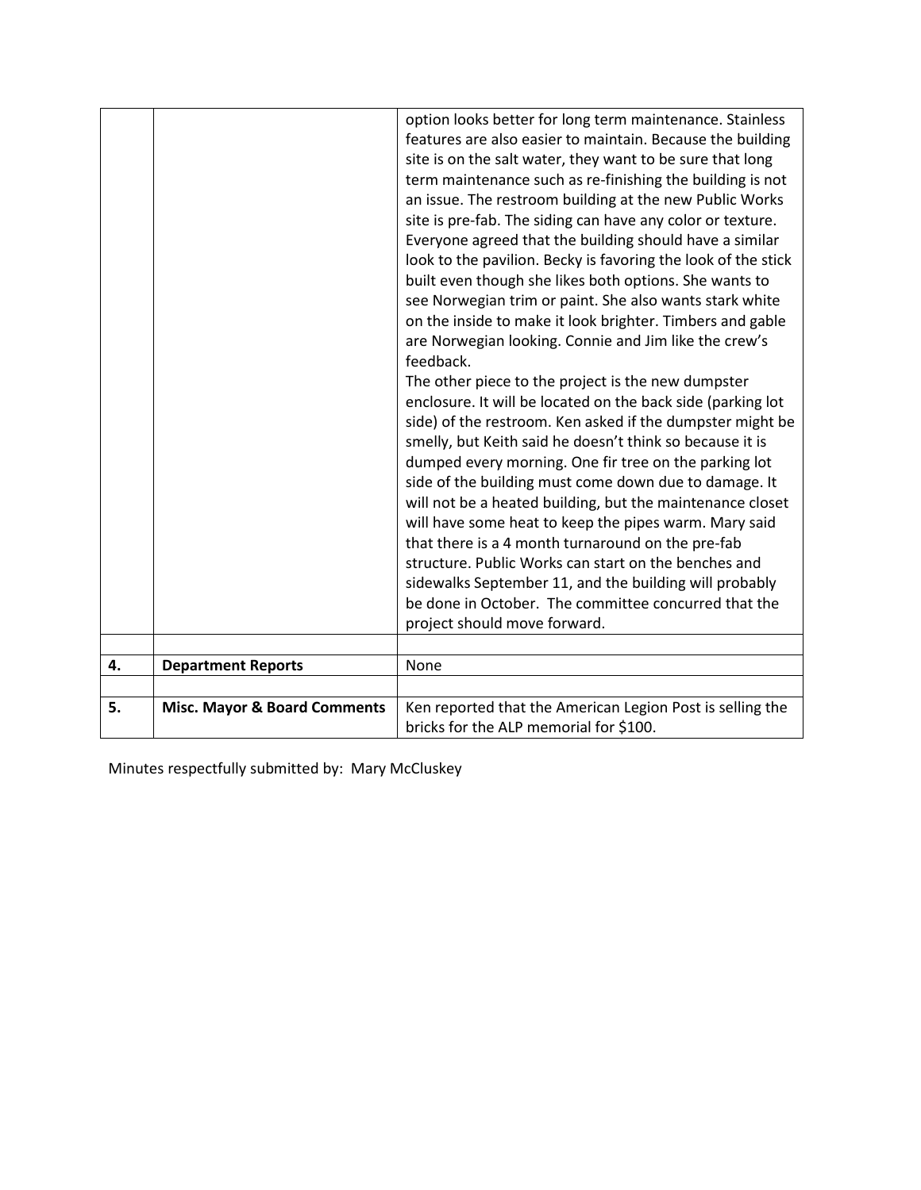| | | |
|---|---|---|
| | | option looks better for long term maintenance. Stainless features are also easier to maintain. Because the building site is on the salt water, they want to be sure that long term maintenance such as re-finishing the building is not an issue. The restroom building at the new Public Works site is pre-fab. The siding can have any color or texture. Everyone agreed that the building should have a similar look to the pavilion. Becky is favoring the look of the stick built even though she likes both options. She wants to see Norwegian trim or paint. She also wants stark white on the inside to make it look brighter. Timbers and gable are Norwegian looking. Connie and Jim like the crew's feedback.<br>The other piece to the project is the new dumpster enclosure. It will be located on the back side (parking lot side) of the restroom. Ken asked if the dumpster might be smelly, but Keith said he doesn't think so because it is dumped every morning. One fir tree on the parking lot side of the building must come down due to damage. It will not be a heated building, but the maintenance closet will have some heat to keep the pipes warm. Mary said that there is a 4 month turnaround on the pre-fab structure. Public Works can start on the benches and sidewalks September 11, and the building will probably be done in October. The committee concurred that the project should move forward. |
| | | |
| **4.** | **Department Reports** | None |
| | | |
| **5.** | **Misc. Mayor & Board Comments** | Ken reported that the American Legion Post is selling the bricks for the ALP memorial for $100. |

Minutes respectfully submitted by: Mary McCluskey